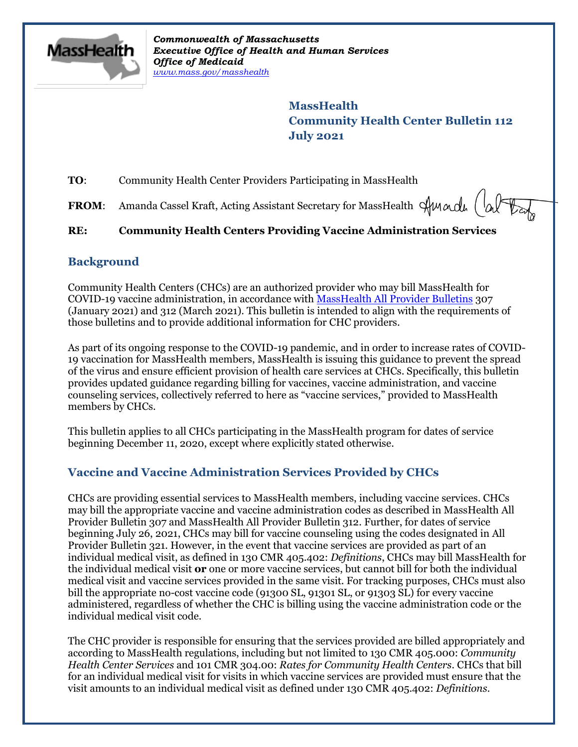*Commonwealth of Massachusetts*
*Executive Office of Health and Human Services*
*Office of Medicaid*
*www.mass.gov/masshealth*

**MassHealth**
**Community Health Center Bulletin 112**
**July 2021**

**TO**: Community Health Center Providers Participating in MassHealth

**FROM**: Amanda Cassel Kraft, Acting Assistant Secretary for MassHealth

**RE: Community Health Centers Providing Vaccine Administration Services**

## Background

Community Health Centers (CHCs) are an authorized provider who may bill MassHealth for COVID-19 vaccine administration, in accordance with MassHealth All Provider Bulletins 307 (January 2021) and 312 (March 2021). This bulletin is intended to align with the requirements of those bulletins and to provide additional information for CHC providers.

As part of its ongoing response to the COVID-19 pandemic, and in order to increase rates of COVID-19 vaccination for MassHealth members, MassHealth is issuing this guidance to prevent the spread of the virus and ensure efficient provision of health care services at CHCs. Specifically, this bulletin provides updated guidance regarding billing for vaccines, vaccine administration, and vaccine counseling services, collectively referred to here as "vaccine services," provided to MassHealth members by CHCs.

This bulletin applies to all CHCs participating in the MassHealth program for dates of service beginning December 11, 2020, except where explicitly stated otherwise.

## Vaccine and Vaccine Administration Services Provided by CHCs

CHCs are providing essential services to MassHealth members, including vaccine services. CHCs may bill the appropriate vaccine and vaccine administration codes as described in MassHealth All Provider Bulletin 307 and MassHealth All Provider Bulletin 312. Further, for dates of service beginning July 26, 2021, CHCs may bill for vaccine counseling using the codes designated in All Provider Bulletin 321. However, in the event that vaccine services are provided as part of an individual medical visit, as defined in 130 CMR 405.402: *Definitions*, CHCs may bill MassHealth for the individual medical visit **or** one or more vaccine services, but cannot bill for both the individual medical visit and vaccine services provided in the same visit. For tracking purposes, CHCs must also bill the appropriate no-cost vaccine code (91300 SL, 91301 SL, or 91303 SL) for every vaccine administered, regardless of whether the CHC is billing using the vaccine administration code or the individual medical visit code.

The CHC provider is responsible for ensuring that the services provided are billed appropriately and according to MassHealth regulations, including but not limited to 130 CMR 405.000: *Community Health Center Services* and 101 CMR 304.00: *Rates for Community Health Centers*. CHCs that bill for an individual medical visit for visits in which vaccine services are provided must ensure that the visit amounts to an individual medical visit as defined under 130 CMR 405.402: *Definitions*.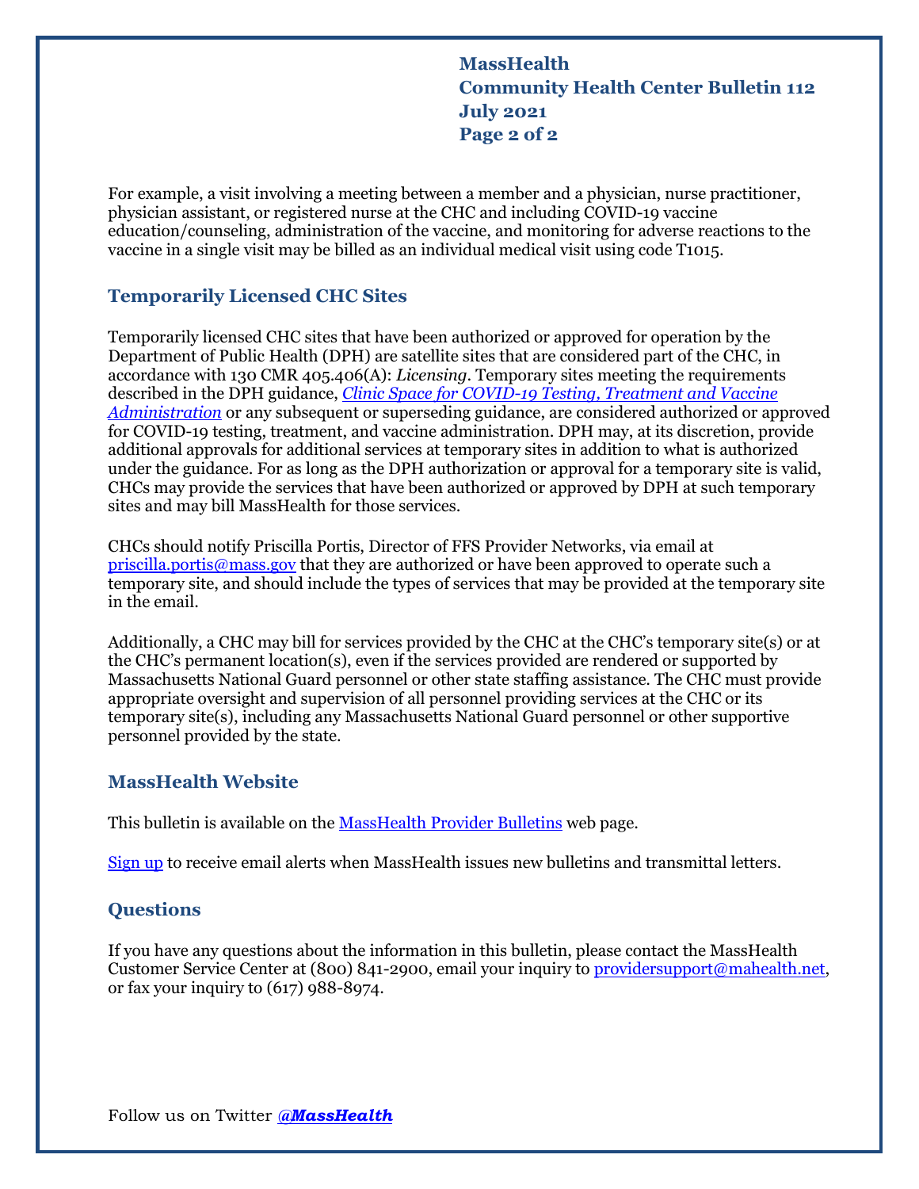For example, a visit involving a meeting between a member and a physician, nurse practitioner, physician assistant, or registered nurse at the CHC and including COVID-19 vaccine education/counseling, administration of the vaccine, and monitoring for adverse reactions to the vaccine in a single visit may be billed as an individual medical visit using code T1015.

## Temporarily Licensed CHC Sites

Temporarily licensed CHC sites that have been authorized or approved for operation by the Department of Public Health (DPH) are satellite sites that are considered part of the CHC, in accordance with 130 CMR 405.406(A): *Licensing*. Temporary sites meeting the requirements described in the DPH guidance, *Clinic Space for COVID-19 Testing, Treatment and Vaccine Administration* or any subsequent or superseding guidance, are considered authorized or approved for COVID-19 testing, treatment, and vaccine administration. DPH may, at its discretion, provide additional approvals for additional services at temporary sites in addition to what is authorized under the guidance. For as long as the DPH authorization or approval for a temporary site is valid, CHCs may provide the services that have been authorized or approved by DPH at such temporary sites and may bill MassHealth for those services.

CHCs should notify Priscilla Portis, Director of FFS Provider Networks, via email at priscilla.portis@mass.gov that they are authorized or have been approved to operate such a temporary site, and should include the types of services that may be provided at the temporary site in the email.

Additionally, a CHC may bill for services provided by the CHC at the CHC's temporary site(s) or at the CHC's permanent location(s), even if the services provided are rendered or supported by Massachusetts National Guard personnel or other state staffing assistance. The CHC must provide appropriate oversight and supervision of all personnel providing services at the CHC or its temporary site(s), including any Massachusetts National Guard personnel or other supportive personnel provided by the state.

## MassHealth Website

This bulletin is available on the MassHealth Provider Bulletins web page.

Sign up to receive email alerts when MassHealth issues new bulletins and transmittal letters.

## Questions

If you have any questions about the information in this bulletin, please contact the MassHealth Customer Service Center at (800) 841-2900, email your inquiry to providersupport@mahealth.net, or fax your inquiry to (617) 988-8974.

Follow us on Twitter ***@MassHealth***